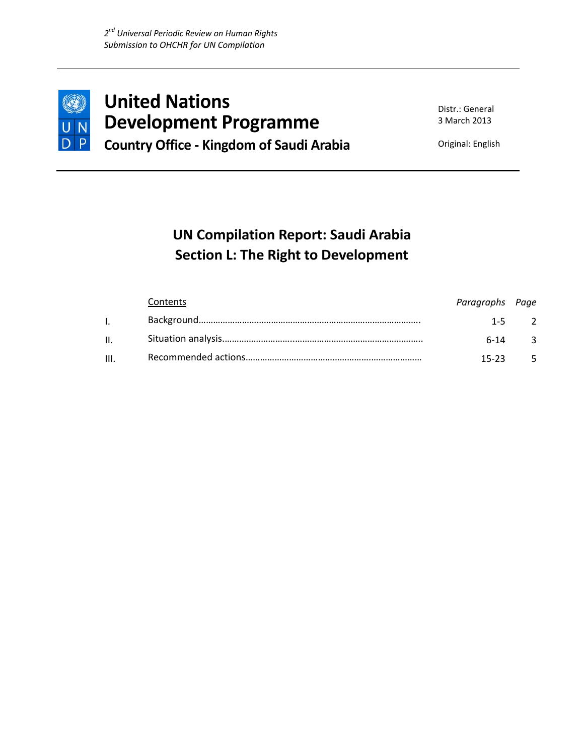*2nd Universal Periodic Review on Human Rights*
*Submission to OHCHR for UN Compilation*

# United Nations Development Programme

**Country Office - Kingdom of Saudi Arabia**

Distr.: General
3 March 2013

Original: English

## UN Compilation Report: Saudi Arabia
## Section L: The Right to Development

| | Contents | *Paragraphs* | *Page* |
|---|---|---|---|
| I. | Background………………………………………………………………………….. | 1-5 | 2 |
| II. | Situation analysis……………………..………………………………………….. | 6-14 | 3 |
| III. | Recommended actions……………………………………………………… | 15-23 | 5 |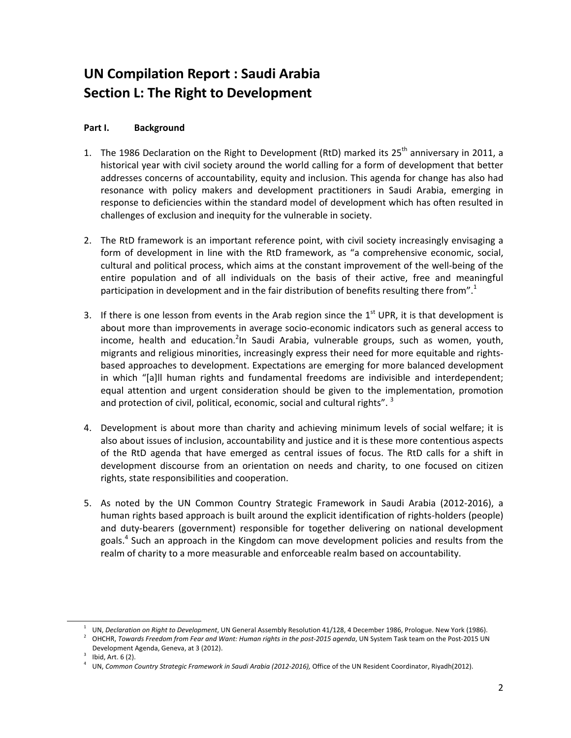# UN Compilation Report : Saudi Arabia
# Section L: The Right to Development

**Part I. Background**

1. The 1986 Declaration on the Right to Development (RtD) marked its 25th anniversary in 2011, a historical year with civil society around the world calling for a form of development that better addresses concerns of accountability, equity and inclusion. This agenda for change has also had resonance with policy makers and development practitioners in Saudi Arabia, emerging in response to deficiencies within the standard model of development which has often resulted in challenges of exclusion and inequity for the vulnerable in society.

2. The RtD framework is an important reference point, with civil society increasingly envisaging a form of development in line with the RtD framework, as "a comprehensive economic, social, cultural and political process, which aims at the constant improvement of the well-being of the entire population and of all individuals on the basis of their active, free and meaningful participation in development and in the fair distribution of benefits resulting there from".[1]

3. If there is one lesson from events in the Arab region since the 1st UPR, it is that development is about more than improvements in average socio-economic indicators such as general access to income, health and education.[2]In Saudi Arabia, vulnerable groups, such as women, youth, migrants and religious minorities, increasingly express their need for more equitable and rights-based approaches to development. Expectations are emerging for more balanced development in which "[a]ll human rights and fundamental freedoms are indivisible and interdependent; equal attention and urgent consideration should be given to the implementation, promotion and protection of civil, political, economic, social and cultural rights". [3]

4. Development is about more than charity and achieving minimum levels of social welfare; it is also about issues of inclusion, accountability and justice and it is these more contentious aspects of the RtD agenda that have emerged as central issues of focus. The RtD calls for a shift in development discourse from an orientation on needs and charity, to one focused on citizen rights, state responsibilities and cooperation.

5. As noted by the UN Common Country Strategic Framework in Saudi Arabia (2012-2016), a human rights based approach is built around the explicit identification of rights-holders (people) and duty-bearers (government) responsible for together delivering on national development goals.[4] Such an approach in the Kingdom can move development policies and results from the realm of charity to a more measurable and enforceable realm based on accountability.

---

[1] UN, *Declaration on Right to Development*, UN General Assembly Resolution 41/128, 4 December 1986, Prologue. New York (1986).

[2] OHCHR, *Towards Freedom from Fear and Want: Human rights in the post-2015 agenda*, UN System Task team on the Post-2015 UN Development Agenda, Geneva, at 3 (2012).

[3] Ibid, Art. 6 (2).

[4] UN, *Common Country Strategic Framework in Saudi Arabia (2012-2016),* Office of the UN Resident Coordinator, Riyadh(2012).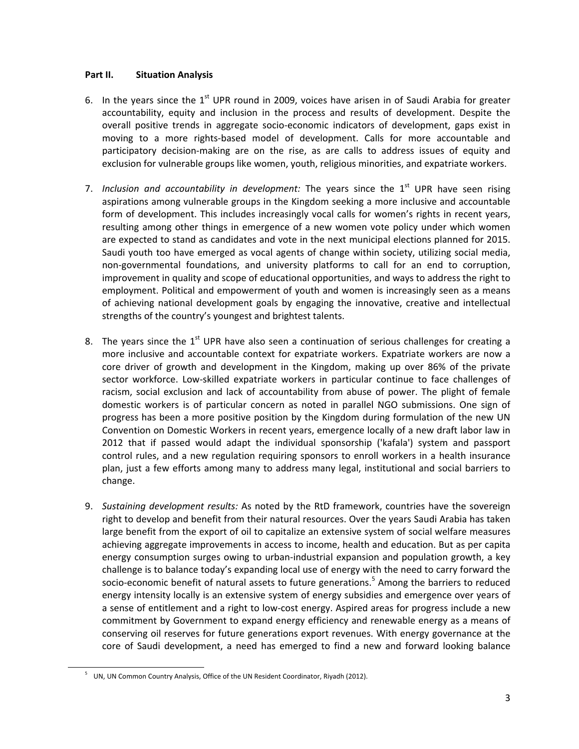## Part II. Situation Analysis

6. In the years since the 1st UPR round in 2009, voices have arisen in of Saudi Arabia for greater accountability, equity and inclusion in the process and results of development. Despite the overall positive trends in aggregate socio-economic indicators of development, gaps exist in moving to a more rights-based model of development. Calls for more accountable and participatory decision-making are on the rise, as are calls to address issues of equity and exclusion for vulnerable groups like women, youth, religious minorities, and expatriate workers.

7. *Inclusion and accountability in development:* The years since the 1st UPR have seen rising aspirations among vulnerable groups in the Kingdom seeking a more inclusive and accountable form of development. This includes increasingly vocal calls for women's rights in recent years, resulting among other things in emergence of a new women vote policy under which women are expected to stand as candidates and vote in the next municipal elections planned for 2015. Saudi youth too have emerged as vocal agents of change within society, utilizing social media, non-governmental foundations, and university platforms to call for an end to corruption, improvement in quality and scope of educational opportunities, and ways to address the right to employment. Political and empowerment of youth and women is increasingly seen as a means of achieving national development goals by engaging the innovative, creative and intellectual strengths of the country's youngest and brightest talents.

8. The years since the 1st UPR have also seen a continuation of serious challenges for creating a more inclusive and accountable context for expatriate workers. Expatriate workers are now a core driver of growth and development in the Kingdom, making up over 86% of the private sector workforce. Low-skilled expatriate workers in particular continue to face challenges of racism, social exclusion and lack of accountability from abuse of power. The plight of female domestic workers is of particular concern as noted in parallel NGO submissions. One sign of progress has been a more positive position by the Kingdom during formulation of the new UN Convention on Domestic Workers in recent years, emergence locally of a new draft labor law in 2012 that if passed would adapt the individual sponsorship ('kafala') system and passport control rules, and a new regulation requiring sponsors to enroll workers in a health insurance plan, just a few efforts among many to address many legal, institutional and social barriers to change.

9. *Sustaining development results:* As noted by the RtD framework, countries have the sovereign right to develop and benefit from their natural resources. Over the years Saudi Arabia has taken large benefit from the export of oil to capitalize an extensive system of social welfare measures achieving aggregate improvements in access to income, health and education. But as per capita energy consumption surges owing to urban-industrial expansion and population growth, a key challenge is to balance today's expanding local use of energy with the need to carry forward the socio-economic benefit of natural assets to future generations.[5] Among the barriers to reduced energy intensity locally is an extensive system of energy subsidies and emergence over years of a sense of entitlement and a right to low-cost energy. Aspired areas for progress include a new commitment by Government to expand energy efficiency and renewable energy as a means of conserving oil reserves for future generations export revenues. With energy governance at the core of Saudi development, a need has emerged to find a new and forward looking balance

[5] UN, UN Common Country Analysis, Office of the UN Resident Coordinator, Riyadh (2012).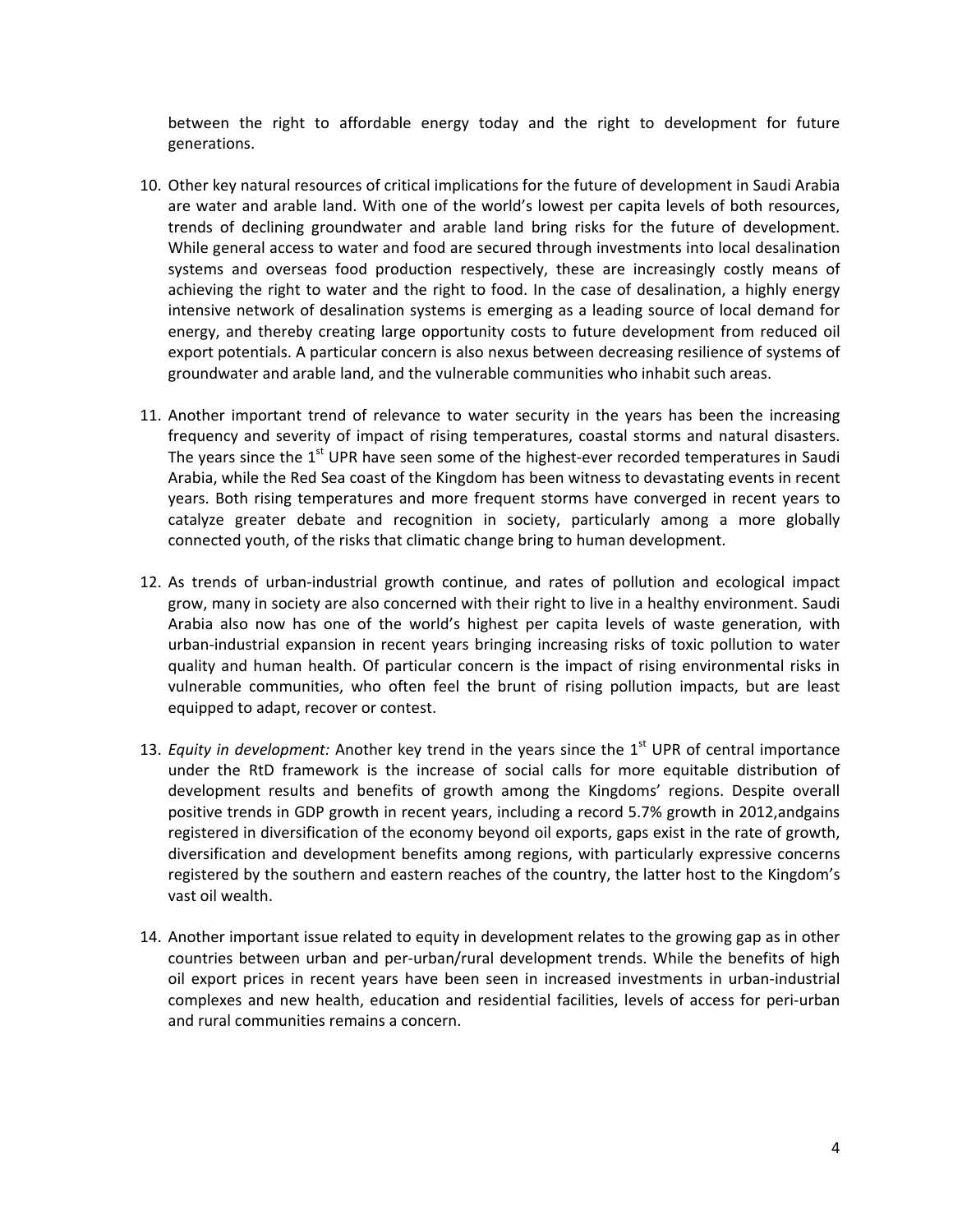between the right to affordable energy today and the right to development for future generations.

10. Other key natural resources of critical implications for the future of development in Saudi Arabia are water and arable land. With one of the world's lowest per capita levels of both resources, trends of declining groundwater and arable land bring risks for the future of development. While general access to water and food are secured through investments into local desalination systems and overseas food production respectively, these are increasingly costly means of achieving the right to water and the right to food. In the case of desalination, a highly energy intensive network of desalination systems is emerging as a leading source of local demand for energy, and thereby creating large opportunity costs to future development from reduced oil export potentials. A particular concern is also nexus between decreasing resilience of systems of groundwater and arable land, and the vulnerable communities who inhabit such areas.

11. Another important trend of relevance to water security in the years has been the increasing frequency and severity of impact of rising temperatures, coastal storms and natural disasters. The years since the 1st UPR have seen some of the highest-ever recorded temperatures in Saudi Arabia, while the Red Sea coast of the Kingdom has been witness to devastating events in recent years. Both rising temperatures and more frequent storms have converged in recent years to catalyze greater debate and recognition in society, particularly among a more globally connected youth, of the risks that climatic change bring to human development.

12. As trends of urban-industrial growth continue, and rates of pollution and ecological impact grow, many in society are also concerned with their right to live in a healthy environment. Saudi Arabia also now has one of the world's highest per capita levels of waste generation, with urban-industrial expansion in recent years bringing increasing risks of toxic pollution to water quality and human health. Of particular concern is the impact of rising environmental risks in vulnerable communities, who often feel the brunt of rising pollution impacts, but are least equipped to adapt, recover or contest.

13. *Equity in development:* Another key trend in the years since the 1st UPR of central importance under the RtD framework is the increase of social calls for more equitable distribution of development results and benefits of growth among the Kingdoms' regions. Despite overall positive trends in GDP growth in recent years, including a record 5.7% growth in 2012,andgains registered in diversification of the economy beyond oil exports, gaps exist in the rate of growth, diversification and development benefits among regions, with particularly expressive concerns registered by the southern and eastern reaches of the country, the latter host to the Kingdom's vast oil wealth.

14. Another important issue related to equity in development relates to the growing gap as in other countries between urban and per-urban/rural development trends. While the benefits of high oil export prices in recent years have been seen in increased investments in urban-industrial complexes and new health, education and residential facilities, levels of access for peri-urban and rural communities remains a concern.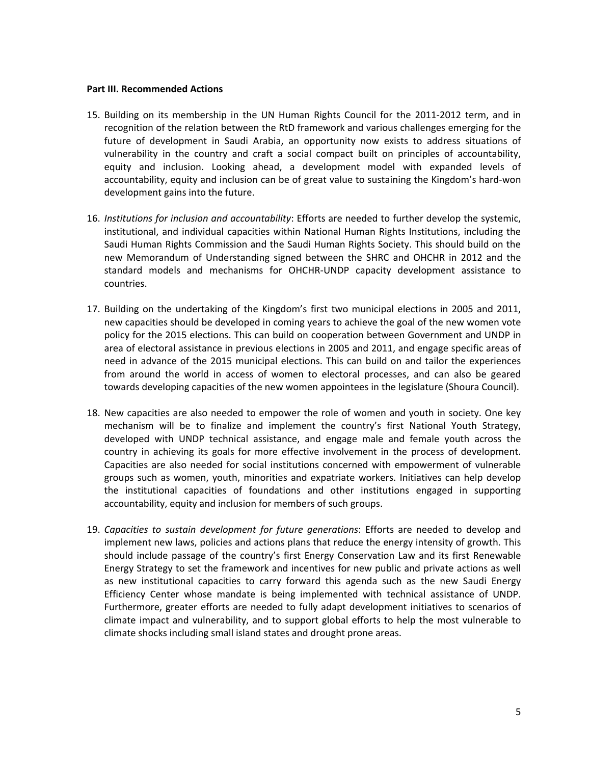**Part III. Recommended Actions**

15. Building on its membership in the UN Human Rights Council for the 2011-2012 term, and in recognition of the relation between the RtD framework and various challenges emerging for the future of development in Saudi Arabia, an opportunity now exists to address situations of vulnerability in the country and craft a social compact built on principles of accountability, equity and inclusion. Looking ahead, a development model with expanded levels of accountability, equity and inclusion can be of great value to sustaining the Kingdom's hard-won development gains into the future.

16. *Institutions for inclusion and accountability*: Efforts are needed to further develop the systemic, institutional, and individual capacities within National Human Rights Institutions, including the Saudi Human Rights Commission and the Saudi Human Rights Society. This should build on the new Memorandum of Understanding signed between the SHRC and OHCHR in 2012 and the standard models and mechanisms for OHCHR-UNDP capacity development assistance to countries.

17. Building on the undertaking of the Kingdom's first two municipal elections in 2005 and 2011, new capacities should be developed in coming years to achieve the goal of the new women vote policy for the 2015 elections. This can build on cooperation between Government and UNDP in area of electoral assistance in previous elections in 2005 and 2011, and engage specific areas of need in advance of the 2015 municipal elections. This can build on and tailor the experiences from around the world in access of women to electoral processes, and can also be geared towards developing capacities of the new women appointees in the legislature (Shoura Council).

18. New capacities are also needed to empower the role of women and youth in society. One key mechanism will be to finalize and implement the country's first National Youth Strategy, developed with UNDP technical assistance, and engage male and female youth across the country in achieving its goals for more effective involvement in the process of development. Capacities are also needed for social institutions concerned with empowerment of vulnerable groups such as women, youth, minorities and expatriate workers. Initiatives can help develop the institutional capacities of foundations and other institutions engaged in supporting accountability, equity and inclusion for members of such groups.

19. *Capacities to sustain development for future generations*: Efforts are needed to develop and implement new laws, policies and actions plans that reduce the energy intensity of growth. This should include passage of the country's first Energy Conservation Law and its first Renewable Energy Strategy to set the framework and incentives for new public and private actions as well as new institutional capacities to carry forward this agenda such as the new Saudi Energy Efficiency Center whose mandate is being implemented with technical assistance of UNDP. Furthermore, greater efforts are needed to fully adapt development initiatives to scenarios of climate impact and vulnerability, and to support global efforts to help the most vulnerable to climate shocks including small island states and drought prone areas.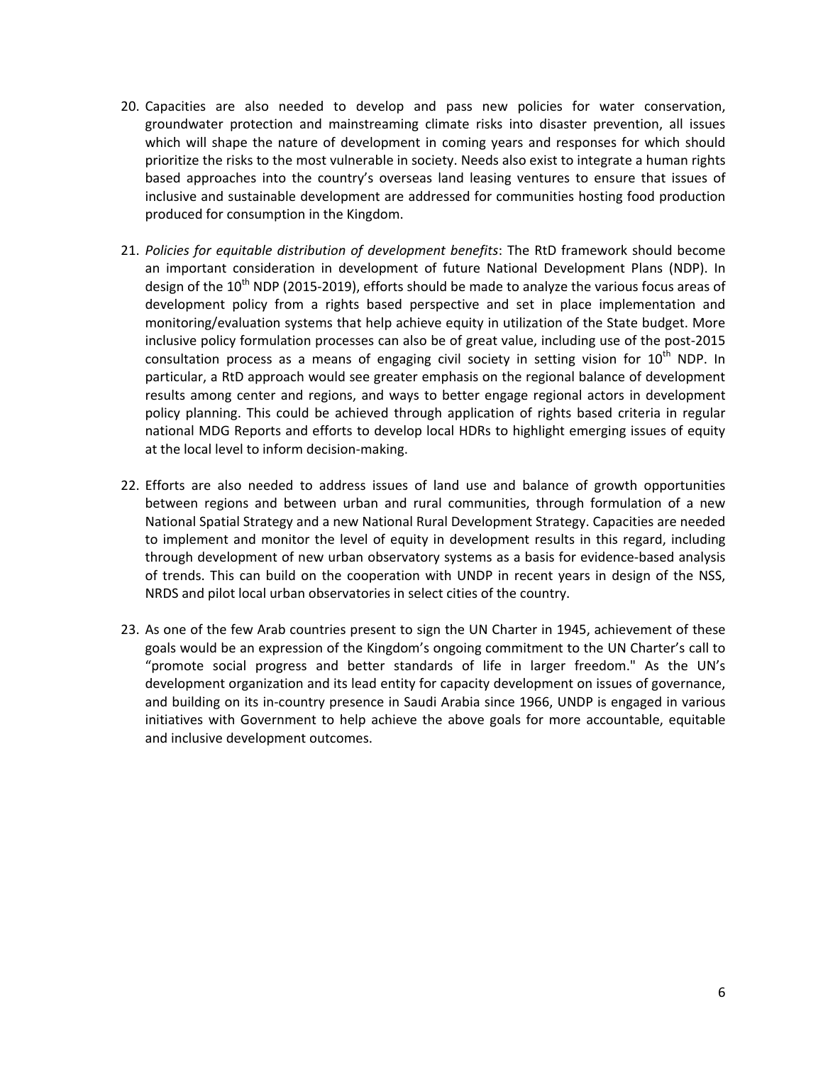20. Capacities are also needed to develop and pass new policies for water conservation, groundwater protection and mainstreaming climate risks into disaster prevention, all issues which will shape the nature of development in coming years and responses for which should prioritize the risks to the most vulnerable in society. Needs also exist to integrate a human rights based approaches into the country's overseas land leasing ventures to ensure that issues of inclusive and sustainable development are addressed for communities hosting food production produced for consumption in the Kingdom.

21. *Policies for equitable distribution of development benefits*: The RtD framework should become an important consideration in development of future National Development Plans (NDP). In design of the 10th NDP (2015-2019), efforts should be made to analyze the various focus areas of development policy from a rights based perspective and set in place implementation and monitoring/evaluation systems that help achieve equity in utilization of the State budget. More inclusive policy formulation processes can also be of great value, including use of the post-2015 consultation process as a means of engaging civil society in setting vision for 10th NDP. In particular, a RtD approach would see greater emphasis on the regional balance of development results among center and regions, and ways to better engage regional actors in development policy planning. This could be achieved through application of rights based criteria in regular national MDG Reports and efforts to develop local HDRs to highlight emerging issues of equity at the local level to inform decision-making.

22. Efforts are also needed to address issues of land use and balance of growth opportunities between regions and between urban and rural communities, through formulation of a new National Spatial Strategy and a new National Rural Development Strategy. Capacities are needed to implement and monitor the level of equity in development results in this regard, including through development of new urban observatory systems as a basis for evidence-based analysis of trends. This can build on the cooperation with UNDP in recent years in design of the NSS, NRDS and pilot local urban observatories in select cities of the country.

23. As one of the few Arab countries present to sign the UN Charter in 1945, achievement of these goals would be an expression of the Kingdom's ongoing commitment to the UN Charter's call to "promote social progress and better standards of life in larger freedom." As the UN's development organization and its lead entity for capacity development on issues of governance, and building on its in-country presence in Saudi Arabia since 1966, UNDP is engaged in various initiatives with Government to help achieve the above goals for more accountable, equitable and inclusive development outcomes.